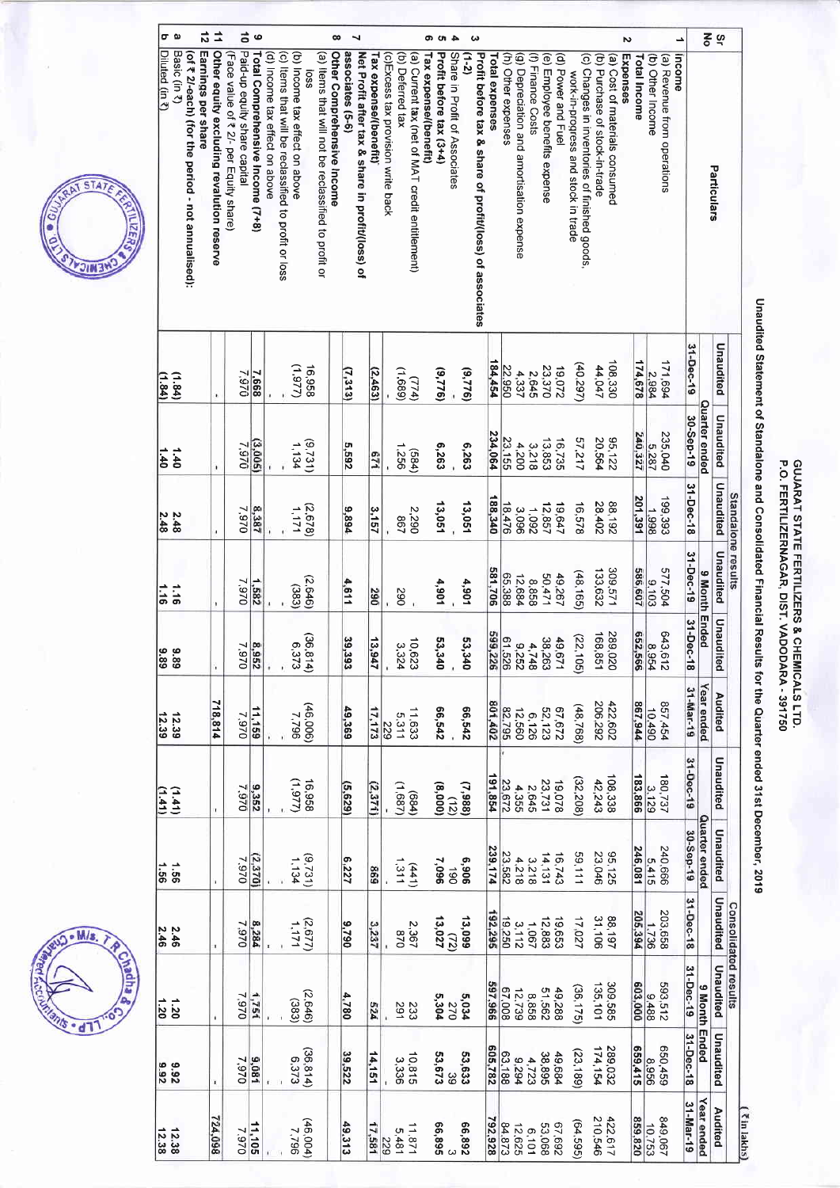# GUJARAT STATE FERTILIZERS & CHEMICALS LTD.
## P.O. FERTILIZERNAGAR, DIST. VADODARA - 391750

### Unaudited Statement of Standalone and Consolidated Financial Results for the Quarter ended 31st December, 2019

(₹ in lakhs)

| Sr No | Particulars | Standalone results | | | | | | Consolidated results | | | | | |
|---|---|---|---|---|---|---|---|---|---|---|---|---|---|
| | | Unaudited | Unaudited | Unaudited | Unaudited | Unaudited | Audited | Unaudited | Unaudited | Unaudited | Unaudited | Unaudited | Audited |
| | | Quarter ended | | | 9 Month Ended | | Year ended | Quarter ended | | | 9 Month Ended | | Year ended |
| | | 31-Dec-19 | 30-Sep-19 | 31-Dec-18 | 31-Dec-19 | 31-Dec-18 | 31-Mar-19 | 31-Dec-19 | 30-Sep-19 | 31-Dec-18 | 31-Dec-19 | 31-Dec-18 | 31-Mar-19 |
| 1 | **Income** | | | | | | | | | | | | |
| | (a) Revenue from operations | 171,694 | 235,040 | 199,393 | 577,504 | 643,612 | 857,454 | 180,737 | 240,666 | 203,658 | 593,512 | 650,459 | 849,067 |
| | (b) Other Income | 2,984 | 5,287 | 1,998 | 9,103 | 8,954 | 10,490 | 3,129 | 5,415 | 1,736 | 9,488 | 8,956 | 10,753 |
| | **Total Income** | 174,678 | 240,327 | 201,391 | 586,607 | 652,566 | 867,944 | 183,866 | 246,081 | 205,394 | 603,000 | 659,415 | 859,820 |
| 2 | **Expenses** | | | | | | | | | | | | |
| | (a) Cost of materials consumed | 108,330 | 95,122 | 88,192 | 309,571 | 289,020 | 422,602 | 108,338 | 95,125 | 88,197 | 309,585 | 289,032 | 422,617 |
| | (b) Purchase of stock-in-trade | 44,047 | 20,564 | 28,402 | 133,632 | 168,851 | 206,292 | 42,243 | 23,046 | 31,106 | 135,101 | 174,154 | 210,546 |
| | (c) Changes in inventories of finished goods, work-in-progress and stock in trade | (40,297) | 57,217 | 16,578 | (48,165) | (22,105) | (48,768) | (32,208) | 59,111 | 17,027 | (35,175) | (23,189) | (64,595) |
| | (d) Power and Fuel | 19,072 | 16,735 | 19,647 | 49,267 | 49,671 | 67,672 | 19,078 | 16,743 | 19,653 | 49,288 | 49,684 | 67,692 |
| | (e) Employee benefits expense | 23,370 | 13,853 | 12,857 | 50,471 | 38,263 | 52,123 | 23,731 | 14,131 | 12,883 | 51,562 | 38,895 | 53,068 |
| | (f) Finance Costs | 2,645 | 3,218 | 1,092 | 8,858 | 4,748 | 6,126 | 2,645 | 3,218 | 1,067 | 8,858 | 4,723 | 6,101 |
| | (g) Depreciation and amortisation expense | 4,337 | 4,200 | 3,096 | 12,684 | 9,252 | 12,560 | 4,355 | 4,218 | 3,112 | 12,739 | 9,294 | 12,625 |
| | (h) Other expenses | 22,950 | 23,155 | 18,476 | 65,388 | 61,526 | 82,795 | 23,672 | 23,582 | 19,250 | 67,008 | 63,188 | 84,873 |
| | **Total expenses** | 184,454 | 234,064 | 188,340 | 581,706 | 599,226 | 801,402 | 191,854 | 239,174 | 192,295 | 597,966 | 605,782 | 792,928 |
| 3 | **Profit before tax & share of profit/(loss) of associates (1-2)** | (9,776) | 6,263 | 13,051 | 4,901 | 53,340 | 66,542 | (7,988) | 6,906 | 13,099 | 5,034 | 53,633 | 66,892 |
| 4 | Share in Profit of Associates | - | - | - | - | - | - | (12) | 190 | (72) | 270 | 39 | 3 |
| 5 | **Profit before tax (3+4)** | (9,776) | 6,263 | 13,051 | 4,901 | 53,340 | 66,542 | (8,000) | 7,096 | 13,027 | 5,304 | 53,673 | 66,895 |
| 6 | **Tax expense/(benefit)** | | | | | | | | | | | | |
| | (a) Current tax (net of MAT credit entitlement) | (774) | (584) | 2,290 | - | 10,623 | 11,633 | (684) | (441) | 2,367 | 233 | 10,815 | 11,871 |
| | (b) Deferred tax | (1,689) | 1,256 | 867 | 290 | 3,324 | 5,311 | (1,687) | 1,311 | 870 | 291 | 3,336 | 5,481 |
| | (c)Excess tax provision write back | - | - | - | - | - | 229 | - | - | - | - | - | 229 |
| | **Tax expense/(benefit)** | (2,463) | 671 | 3,157 | 290 | 13,947 | 17,173 | (2,371) | 869 | 3,237 | 524 | 14,151 | 17,581 |
| 7 | **Net Profit after tax & share in profit/(loss) of associates (5-6)** | (7,313) | 5,592 | 9,894 | 4,611 | 39,393 | 49,369 | (5,629) | 6,227 | 9,790 | 4,780 | 39,522 | 49,313 |
| 8 | **Other Comprehensive Income** | | | | | | | | | | | | |
| | (a) Items that will not be reclassified to profit or loss | 16,958 | (9,731) | (2,678) | (2,646) | (36,814) | (46,006) | 16,958 | (9,731) | (2,677) | (2,646) | (36,814) | (46,004) |
| | (b) Income tax effect on above | (1,977) | 1,134 | 1,171 | (383) | 6,373 | 7,796 | (1,977) | 1,134 | 1,171 | (383) | 6,373 | 7,796 |
| | (c) Items that will be reclassified to profit or loss | - | - | - | - | - | - | - | - | - | - | - | - |
| | (d) Income tax effect on above | - | - | - | - | - | - | - | - | - | - | - | - |
| 9 | **Total Comprehensive Income (7+8)** | 7,668 | (3,005) | 8,387 | 1,582 | 8,952 | 11,159 | 9,352 | (2,370) | 8,284 | 1,751 | 9,081 | 11,105 |
| 10 | Paid-up equity share capital (Face value of ₹ 2/- per Equity share) | 7,970 | 7,970 | 7,970 | 7,970 | 7,970 | 7,970 | 7,970 | 7,970 | 7,970 | 7,970 | 7,970 | 7,970 |
| 11 | Other equity excluding revalution reserve | - | - | - | - | - | 718,814 | - | - | - | - | - | 724,098 |
| 12 | **Earnings per share (of ₹ 2/-each) (for the period - not annualised):** | | | | | | | | | | | | |
| a | Basic (in ₹) | (1.84) | 1.40 | 2.48 | 1.16 | 9.89 | 12.39 | (1.41) | 1.56 | 2.46 | 1.20 | 9.92 | 12.38 |
| b | Diluted (in ₹) | (1.84) | 1.40 | 2.48 | 1.16 | 9.89 | 12.39 | (1.41) | 1.56 | 2.46 | 1.20 | 9.92 | 12.38 |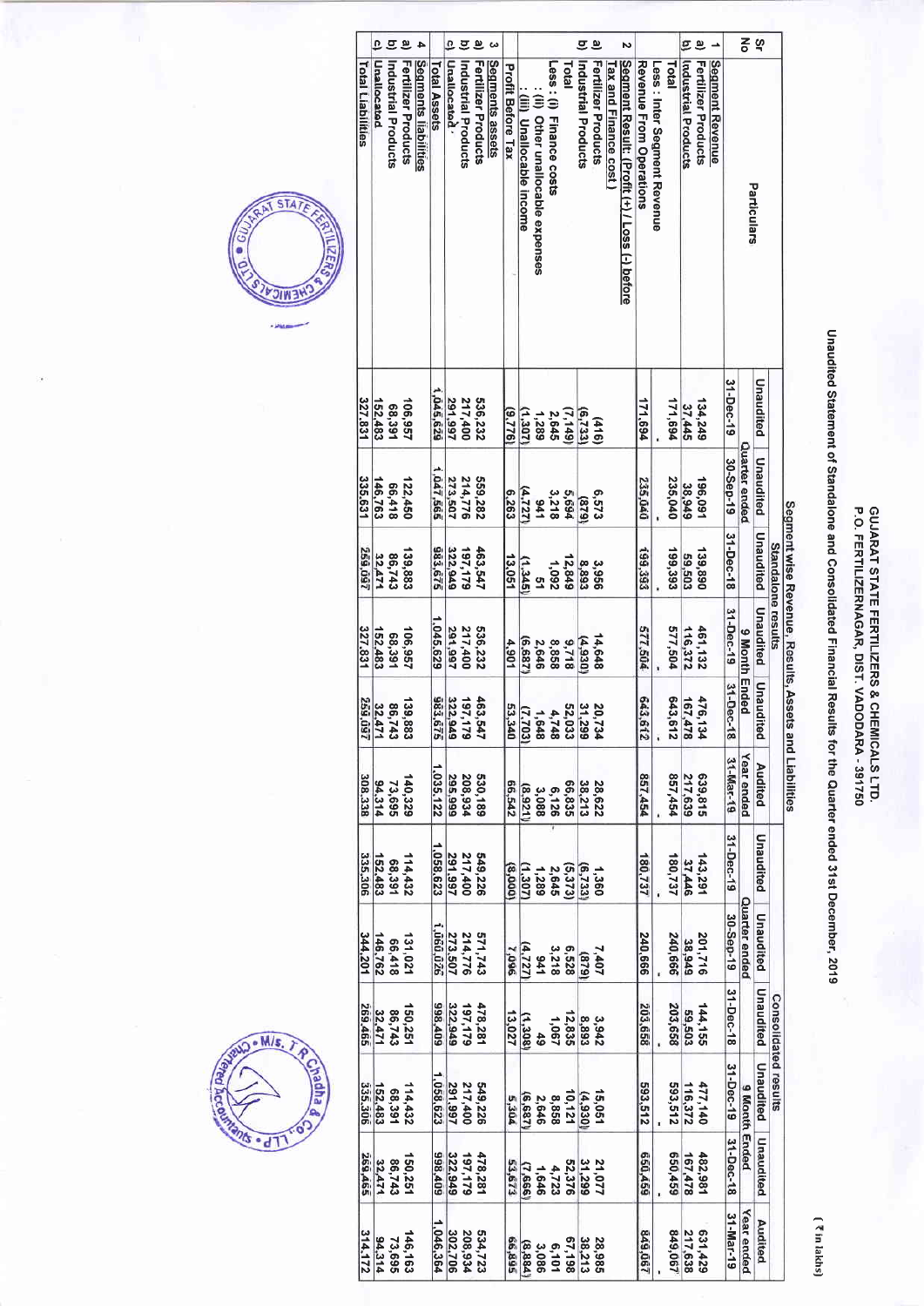# GUJARAT STATE FERTILIZERS & CHEMICALS LTD.
## P.O. FERTILIZERNAGAR, DIST. VADODARA - 391750

### Unaudited Statement of Standalone and Consolidated Financial Results for the Quarter ended 31st December, 2019

#### Segment wise Revenue, Results, Assets and Liabilities

(₹ in lakhs)

| Sr No | Particulars | Standalone results | | | | | | Consolidated results | | | | | |
|---|---|---|---|---|---|---|---|---|---|---|---|---|---|
| | | Quarter ended | | | 9 Month Ended | | Year ended | Quarter ended | | | 9 Month Ended | | Year ended |
| | | Unaudited | Unaudited | Unaudited | Unaudited | Unaudited | Audited | Unaudited | Unaudited | Unaudited | Unaudited | Unaudited | Audited |
| | | 31-Dec-19 | 30-Sep-19 | 31-Dec-18 | 31-Dec-19 | 31-Dec-18 | 31-Mar-19 | 31-Dec-19 | 30-Sep-19 | 31-Dec-18 | 31-Dec-19 | 31-Dec-18 | 31-Mar-19 |
| 1 | **Segment Revenue** | | | | | | | | | | | | |
| a) | Fertilizer Products | 134,249 | 196,091 | 139,890 | 461,132 | 476,134 | 639,815 | 143,291 | 201,716 | 144,155 | 477,140 | 482,981 | 631,429 |
| b) | Industrial Products | 37,445 | 38,949 | 59,503 | 116,372 | 167,478 | 217,639 | 37,446 | 38,949 | 59,503 | 116,372 | 167,478 | 217,638 |
| | Total | 171,694 | 235,040 | 199,393 | 577,504 | 643,612 | 857,454 | 180,737 | 240,666 | 203,658 | 593,512 | 650,459 | 849,067 |
| | Less : Inter Segment Revenue | - | - | - | - | - | - | - | - | - | - | - | - |
| | Revenue From Operations | 171,694 | 235,040 | 199,393 | 577,504 | 643,612 | 857,454 | 180,737 | 240,666 | 203,658 | 593,512 | 650,459 | 849,067 |
| 2 | **Segment Result: (Profit (+) / Loss (-) before Tax and Finance cost )** | | | | | | | | | | | | |
| a) | Fertilizer Products | (416) | 6,573 | 3,956 | 14,648 | 20,734 | 28,622 | 1,360 | 7,407 | 3,942 | 15,051 | 21,077 | 28,985 |
| b) | Industrial Products | (6,733) | (879) | 8,893 | (4,930) | 31,299 | 38,213 | (6,733) | (879) | 8,893 | (4,930) | 31,299 | 38,213 |
| | Total | (7,149) | 5,694 | 12,849 | 9,718 | 52,033 | 66,835 | (5,373) | 6,528 | 12,835 | 10,121 | 52,376 | 67,198 |
| | Less : (i) Finance costs | 2,645 | 3,218 | 1,092 | 8,858 | 4,748 | 6,126 | 2,645 | 3,218 | 1,067 | 8,858 | 4,723 | 6,101 |
| | : (ii) Other unallocable expenses | 1,289 | 941 | 51 | 2,646 | 1,648 | 3,088 | 1,289 | 941 | 49 | 2,646 | 1,646 | 3,086 |
| | : (iii) Unallocable income | (1,307) | (4,727) | (1,345) | (6,687) | (7,703) | (8,921) | (1,307) | (4,727) | (1,308) | (6,687) | (7,666) | (8,884) |
| | Profit Before Tax | (9,776) | 6,263 | 13,051 | 4,901 | 53,340 | 66,542 | (8,000) | 7,096 | 13,027 | 5,304 | 53,673 | 66,895 |
| 3 | **Segments assets** | | | | | | | | | | | | |
| a) | Fertilizer Products | 536,232 | 559,282 | 463,547 | 536,232 | 463,547 | 530,189 | 549,226 | 571,743 | 478,281 | 549,226 | 478,281 | 534,723 |
| b) | Industrial Products | 217,400 | 214,776 | 197,179 | 217,400 | 197,179 | 208,934 | 217,400 | 214,776 | 197,179 | 217,400 | 197,179 | 208,934 |
| c) | Unallocated | 291,997 | 273,507 | 322,949 | 291,997 | 322,949 | 295,999 | 291,997 | 273,507 | 322,949 | 291,997 | 322,949 | 302,706 |
| | Total Assets | 1,045,629 | 1,047,565 | 983,675 | 1,045,629 | 983,675 | 1,035,122 | 1,058,623 | 1,060,026 | 998,409 | 1,058,623 | 998,409 | 1,046,364 |
| 4 | **Segments liabilities** | | | | | | | | | | | | |
| a) | Fertilizer Products | 106,957 | 122,450 | 139,883 | 106,957 | 139,883 | 140,329 | 114,432 | 131,021 | 150,251 | 114,432 | 150,251 | 146,163 |
| b) | Industrial Products | 68,391 | 66,418 | 86,743 | 68,391 | 86,743 | 73,695 | 68,391 | 66,418 | 86,743 | 68,391 | 86,743 | 73,695 |
| c) | Unallocated | 152,483 | 146,763 | 32,471 | 152,483 | 32,471 | 94,314 | 152,483 | 146,762 | 32,471 | 152,483 | 32,471 | 94,314 |
| | Total Liabilities | 327,831 | 335,631 | 259,097 | 327,831 | 259,097 | 308,338 | 335,306 | 344,201 | 269,465 | 335,306 | 269,465 | 314,172 |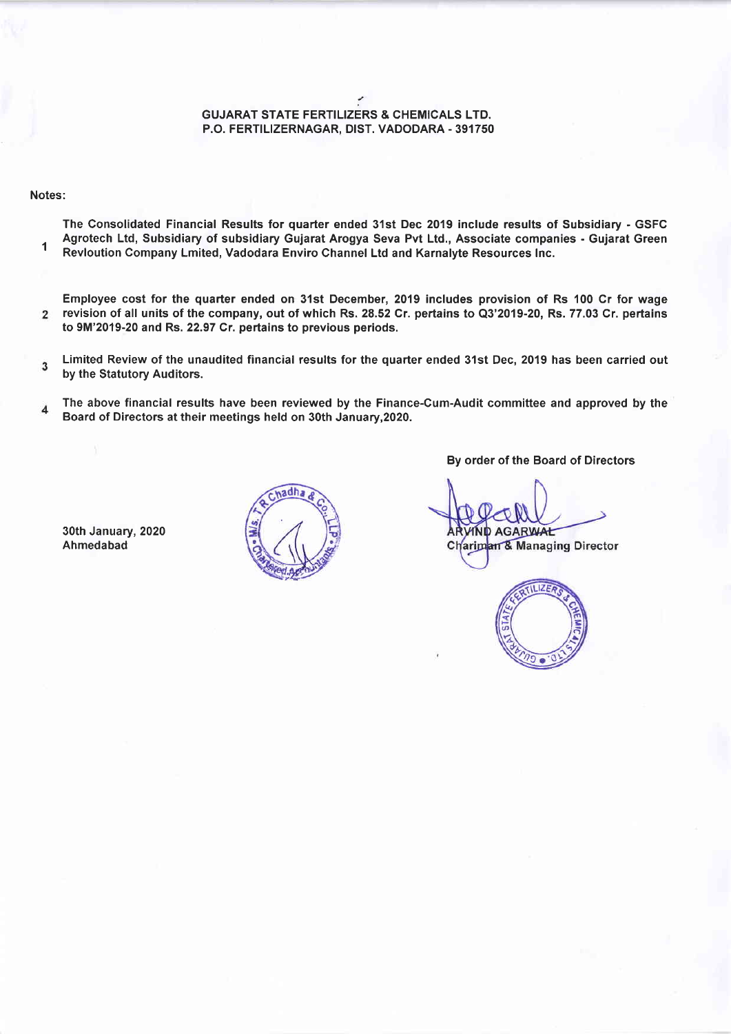**GUJARAT STATE FERTILIZERS & CHEMICALS LTD.**
**P.O. FERTILIZERNAGAR, DIST. VADODARA - 391750**

**Notes:**

1. The Consolidated Financial Results for quarter ended 31st Dec 2019 include results of Subsidiary - GSFC Agrotech Ltd, Subsidiary of subsidiary Gujarat Arogya Seva Pvt Ltd., Associate companies - Gujarat Green Revloution Company Lmited, Vadodara Enviro Channel Ltd and Karnalyte Resources Inc.

2. Employee cost for the quarter ended on 31st December, 2019 includes provision of Rs 100 Cr for wage revision of all units of the company, out of which Rs. 28.52 Cr. pertains to Q3'2019-20, Rs. 77.03 Cr. pertains to 9M'2019-20 and Rs. 22.97 Cr. pertains to previous periods.

3. Limited Review of the unaudited financial results for the quarter ended 31st Dec, 2019 has been carried out by the Statutory Auditors.

4. The above financial results have been reviewed by the Finance-Cum-Audit committee and approved by the Board of Directors at their meetings held on 30th January,2020.

By order of the Board of Directors

ARVIND AGARWAL
Chariman & Managing Director

30th January, 2020
Ahmedabad